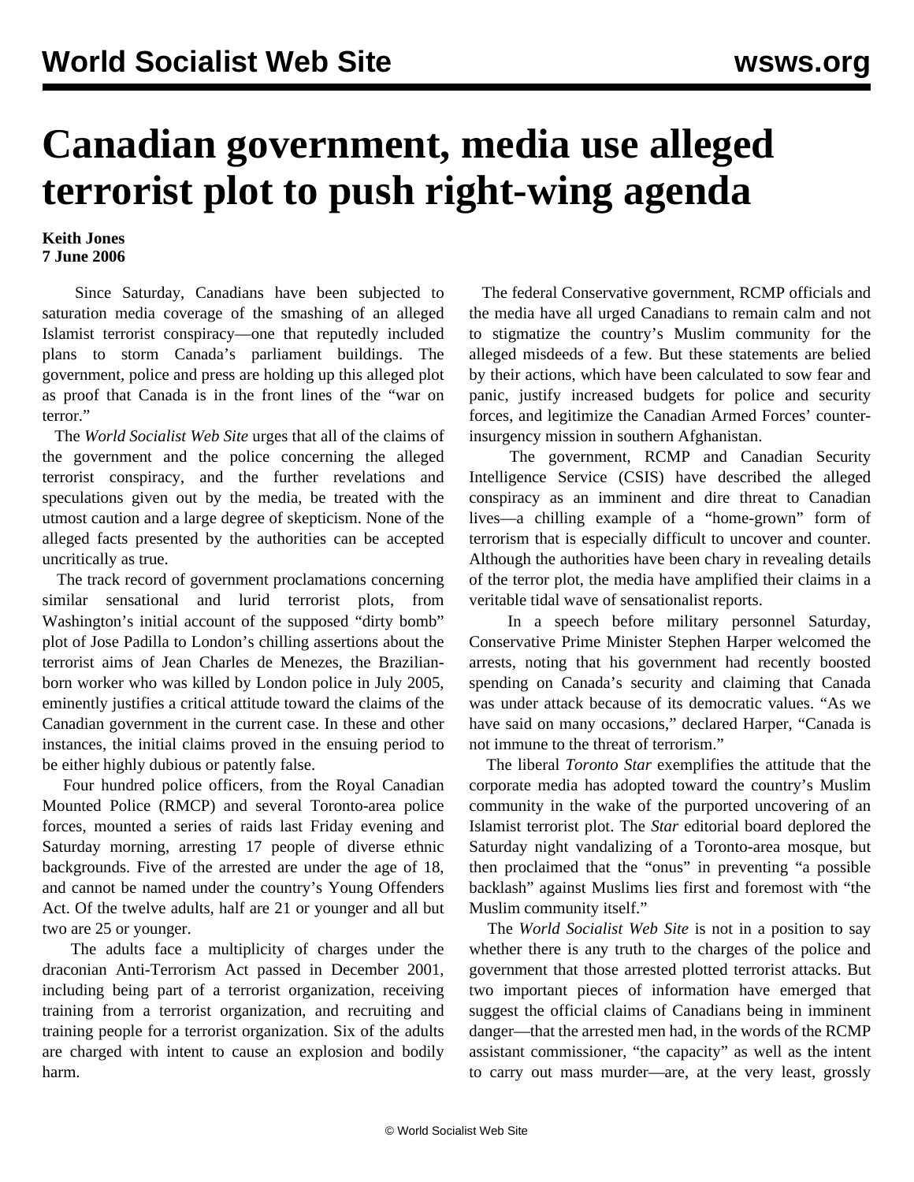# Canadian government, media use alleged terrorist plot to push right-wing agenda

**Keith Jones**
**7 June 2006**

Since Saturday, Canadians have been subjected to saturation media coverage of the smashing of an alleged Islamist terrorist conspiracy—one that reputedly included plans to storm Canada's parliament buildings. The government, police and press are holding up this alleged plot as proof that Canada is in the front lines of the "war on terror."

The *World Socialist Web Site* urges that all of the claims of the government and the police concerning the alleged terrorist conspiracy, and the further revelations and speculations given out by the media, be treated with the utmost caution and a large degree of skepticism. None of the alleged facts presented by the authorities can be accepted uncritically as true.

The track record of government proclamations concerning similar sensational and lurid terrorist plots, from Washington's initial account of the supposed "dirty bomb" plot of Jose Padilla to London's chilling assertions about the terrorist aims of Jean Charles de Menezes, the Brazilian-born worker who was killed by London police in July 2005, eminently justifies a critical attitude toward the claims of the Canadian government in the current case. In these and other instances, the initial claims proved in the ensuing period to be either highly dubious or patently false.

Four hundred police officers, from the Royal Canadian Mounted Police (RMCP) and several Toronto-area police forces, mounted a series of raids last Friday evening and Saturday morning, arresting 17 people of diverse ethnic backgrounds. Five of the arrested are under the age of 18, and cannot be named under the country's Young Offenders Act. Of the twelve adults, half are 21 or younger and all but two are 25 or younger.

The adults face a multiplicity of charges under the draconian Anti-Terrorism Act passed in December 2001, including being part of a terrorist organization, receiving training from a terrorist organization, and recruiting and training people for a terrorist organization. Six of the adults are charged with intent to cause an explosion and bodily harm.

The federal Conservative government, RCMP officials and the media have all urged Canadians to remain calm and not to stigmatize the country's Muslim community for the alleged misdeeds of a few. But these statements are belied by their actions, which have been calculated to sow fear and panic, justify increased budgets for police and security forces, and legitimize the Canadian Armed Forces' counter-insurgency mission in southern Afghanistan.

The government, RCMP and Canadian Security Intelligence Service (CSIS) have described the alleged conspiracy as an imminent and dire threat to Canadian lives—a chilling example of a "home-grown" form of terrorism that is especially difficult to uncover and counter. Although the authorities have been chary in revealing details of the terror plot, the media have amplified their claims in a veritable tidal wave of sensationalist reports.

In a speech before military personnel Saturday, Conservative Prime Minister Stephen Harper welcomed the arrests, noting that his government had recently boosted spending on Canada's security and claiming that Canada was under attack because of its democratic values. "As we have said on many occasions," declared Harper, "Canada is not immune to the threat of terrorism."

The liberal *Toronto Star* exemplifies the attitude that the corporate media has adopted toward the country's Muslim community in the wake of the purported uncovering of an Islamist terrorist plot. The *Star* editorial board deplored the Saturday night vandalizing of a Toronto-area mosque, but then proclaimed that the "onus" in preventing "a possible backlash" against Muslims lies first and foremost with "the Muslim community itself."

The *World Socialist Web Site* is not in a position to say whether there is any truth to the charges of the police and government that those arrested plotted terrorist attacks. But two important pieces of information have emerged that suggest the official claims of Canadians being in imminent danger—that the arrested men had, in the words of the RCMP assistant commissioner, "the capacity" as well as the intent to carry out mass murder—are, at the very least, grossly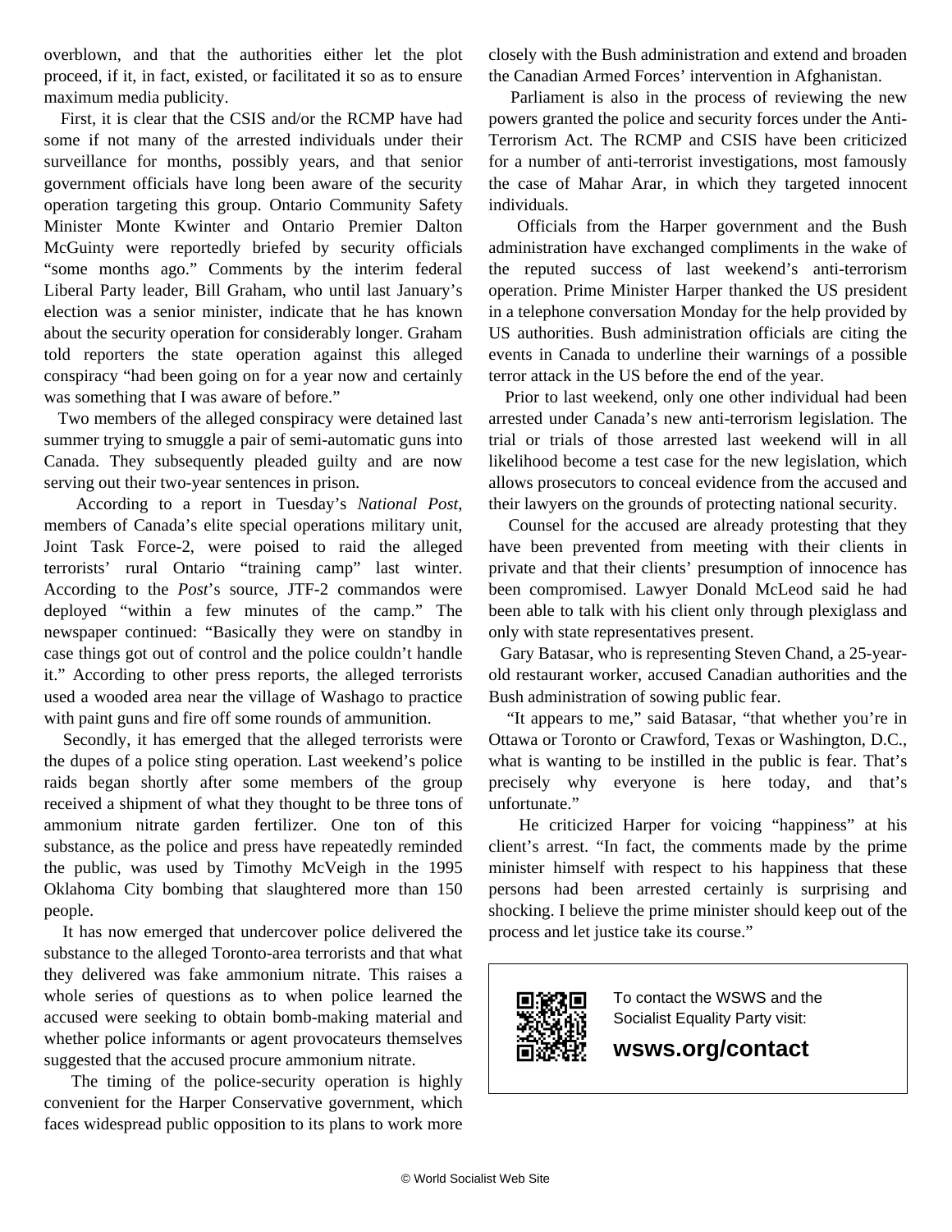overblown, and that the authorities either let the plot proceed, if it, in fact, existed, or facilitated it so as to ensure maximum media publicity.

First, it is clear that the CSIS and/or the RCMP have had some if not many of the arrested individuals under their surveillance for months, possibly years, and that senior government officials have long been aware of the security operation targeting this group. Ontario Community Safety Minister Monte Kwinter and Ontario Premier Dalton McGuinty were reportedly briefed by security officials "some months ago." Comments by the interim federal Liberal Party leader, Bill Graham, who until last January's election was a senior minister, indicate that he has known about the security operation for considerably longer. Graham told reporters the state operation against this alleged conspiracy "had been going on for a year now and certainly was something that I was aware of before."

Two members of the alleged conspiracy were detained last summer trying to smuggle a pair of semi-automatic guns into Canada. They subsequently pleaded guilty and are now serving out their two-year sentences in prison.

According to a report in Tuesday's *National Post*, members of Canada's elite special operations military unit, Joint Task Force-2, were poised to raid the alleged terrorists' rural Ontario "training camp" last winter. According to the *Post*'s source, JTF-2 commandos were deployed "within a few minutes of the camp." The newspaper continued: "Basically they were on standby in case things got out of control and the police couldn't handle it." According to other press reports, the alleged terrorists used a wooded area near the village of Washago to practice with paint guns and fire off some rounds of ammunition.

Secondly, it has emerged that the alleged terrorists were the dupes of a police sting operation. Last weekend's police raids began shortly after some members of the group received a shipment of what they thought to be three tons of ammonium nitrate garden fertilizer. One ton of this substance, as the police and press have repeatedly reminded the public, was used by Timothy McVeigh in the 1995 Oklahoma City bombing that slaughtered more than 150 people.

It has now emerged that undercover police delivered the substance to the alleged Toronto-area terrorists and that what they delivered was fake ammonium nitrate. This raises a whole series of questions as to when police learned the accused were seeking to obtain bomb-making material and whether police informants or agent provocateurs themselves suggested that the accused procure ammonium nitrate.

The timing of the police-security operation is highly convenient for the Harper Conservative government, which faces widespread public opposition to its plans to work more closely with the Bush administration and extend and broaden the Canadian Armed Forces' intervention in Afghanistan.

Parliament is also in the process of reviewing the new powers granted the police and security forces under the Anti-Terrorism Act. The RCMP and CSIS have been criticized for a number of anti-terrorist investigations, most famously the case of Mahar Arar, in which they targeted innocent individuals.

Officials from the Harper government and the Bush administration have exchanged compliments in the wake of the reputed success of last weekend's anti-terrorism operation. Prime Minister Harper thanked the US president in a telephone conversation Monday for the help provided by US authorities. Bush administration officials are citing the events in Canada to underline their warnings of a possible terror attack in the US before the end of the year.

Prior to last weekend, only one other individual had been arrested under Canada's new anti-terrorism legislation. The trial or trials of those arrested last weekend will in all likelihood become a test case for the new legislation, which allows prosecutors to conceal evidence from the accused and their lawyers on the grounds of protecting national security.

Counsel for the accused are already protesting that they have been prevented from meeting with their clients in private and that their clients' presumption of innocence has been compromised. Lawyer Donald McLeod said he had been able to talk with his client only through plexiglass and only with state representatives present.

Gary Batasar, who is representing Steven Chand, a 25-year-old restaurant worker, accused Canadian authorities and the Bush administration of sowing public fear.

"It appears to me," said Batasar, "that whether you're in Ottawa or Toronto or Crawford, Texas or Washington, D.C., what is wanting to be instilled in the public is fear. That's precisely why everyone is here today, and that's unfortunate."

He criticized Harper for voicing "happiness" at his client's arrest. "In fact, the comments made by the prime minister himself with respect to his happiness that these persons had been arrested certainly is surprising and shocking. I believe the prime minister should keep out of the process and let justice take its course."

To contact the WSWS and the Socialist Equality Party visit:

**wsws.org/contact**